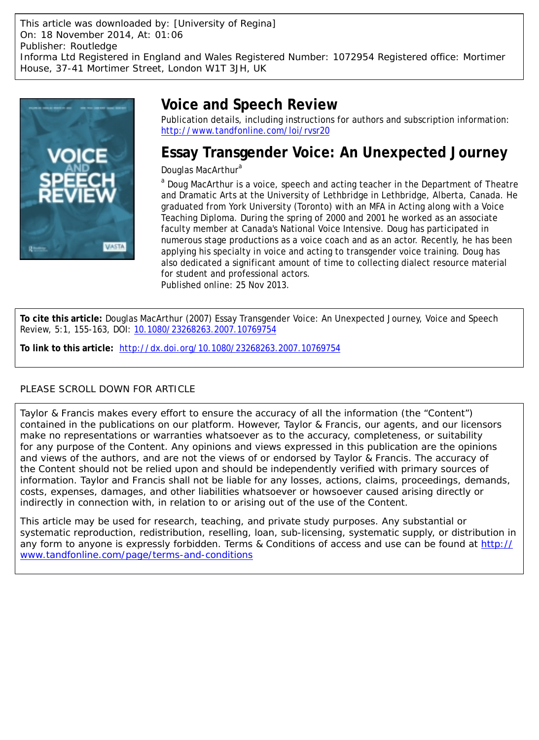This article was downloaded by: [University of Regina]
On: 18 November 2014, At: 01:06
Publisher: Routledge
Informa Ltd Registered in England and Wales Registered Number: 1072954 Registered office: Mortimer House, 37-41 Mortimer Street, London W1T 3JH, UK

# Voice and Speech Review

Publication details, including instructions for authors and subscription information:
http://www.tandfonline.com/loi/rvsr20

# Essay Transgender Voice: An Unexpected Journey

Douglas MacArthur[a]

[a] Doug MacArthur is a voice, speech and acting teacher in the Department of Theatre and Dramatic Arts at the University of Lethbridge in Lethbridge, Alberta, Canada. He graduated from York University (Toronto) with an MFA in Acting along with a Voice Teaching Diploma. During the spring of 2000 and 2001 he worked as an associate faculty member at Canada's National Voice Intensive. Doug has participated in numerous stage productions as a voice coach and as an actor. Recently, he has been applying his specialty in voice and acting to transgender voice training. Doug has also dedicated a significant amount of time to collecting dialect resource material for student and professional actors.

Published online: 25 Nov 2013.

**To cite this article:** Douglas MacArthur (2007) Essay Transgender Voice: An Unexpected Journey, Voice and Speech Review, 5:1, 155-163, DOI: 10.1080/23268263.2007.10769754

**To link to this article:** http://dx.doi.org/10.1080/23268263.2007.10769754

PLEASE SCROLL DOWN FOR ARTICLE

Taylor & Francis makes every effort to ensure the accuracy of all the information (the "Content") contained in the publications on our platform. However, Taylor & Francis, our agents, and our licensors make no representations or warranties whatsoever as to the accuracy, completeness, or suitability for any purpose of the Content. Any opinions and views expressed in this publication are the opinions and views of the authors, and are not the views of or endorsed by Taylor & Francis. The accuracy of the Content should not be relied upon and should be independently verified with primary sources of information. Taylor and Francis shall not be liable for any losses, actions, claims, proceedings, demands, costs, expenses, damages, and other liabilities whatsoever or howsoever caused arising directly or indirectly in connection with, in relation to or arising out of the use of the Content.

This article may be used for research, teaching, and private study purposes. Any substantial or systematic reproduction, redistribution, reselling, loan, sub-licensing, systematic supply, or distribution in any form to anyone is expressly forbidden. Terms & Conditions of access and use can be found at http://www.tandfonline.com/page/terms-and-conditions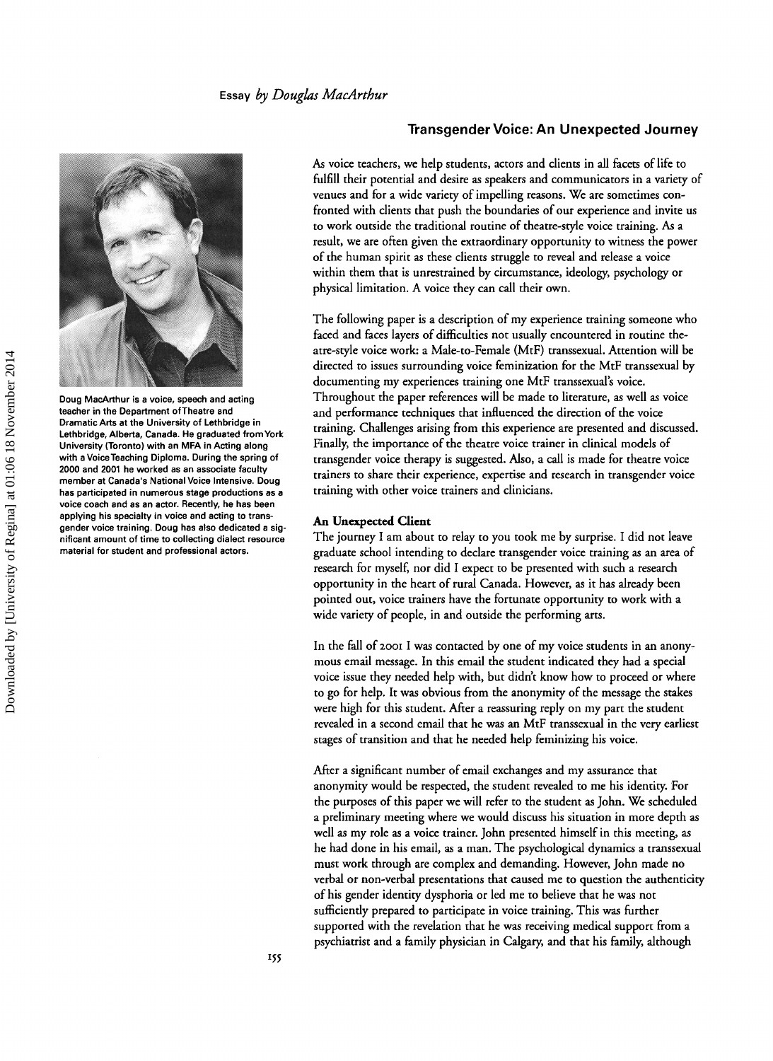Essay *by Douglas MacArthur*

## Transgender Voice: An Unexpected Journey

Doug MacArthur is a voice, speech and acting teacher in the Department of Theatre and Dramatic Arts at the University of Lethbridge in Lethbridge, Alberta, Canada. He graduated from York University (Toronto) with an MFA in Acting along with a Voice Teaching Diploma. During the spring of 2000 and 2001 he worked as an associate faculty member at Canada's National Voice Intensive. Doug has participated in numerous stage productions as a voice coach and as an actor. Recently, he has been applying his specialty in voice and acting to transgender voice training. Doug has also dedicated a significant amount of time to collecting dialect resource material for student and professional actors.

As voice teachers, we help students, actors and clients in all facets of life to fulfill their potential and desire as speakers and communicators in a variety of venues and for a wide variety of impelling reasons. We are sometimes confronted with clients that push the boundaries of our experience and invite us to work outside the traditional routine of theatre-style voice training. As a result, we are often given the extraordinary opportunity to witness the power of the human spirit as these clients struggle to reveal and release a voice within them that is unrestrained by circumstance, ideology, psychology or physical limitation. A voice they can call their own.

The following paper is a description of my experience training someone who faced and faces layers of difficulties not usually encountered in routine theatre-style voice work: a Male-to-Female (MtF) transsexual. Attention will be directed to issues surrounding voice feminization for the MtF transsexual by documenting my experiences training one MtF transsexual's voice. Throughout the paper references will be made to literature, as well as voice and performance techniques that influenced the direction of the voice training. Challenges arising from this experience are presented and discussed. Finally, the importance of the theatre voice trainer in clinical models of transgender voice therapy is suggested. Also, a call is made for theatre voice trainers to share their experience, expertise and research in transgender voice training with other voice trainers and clinicians.

### An Unexpected Client

The journey I am about to relay to you took me by surprise. I did not leave graduate school intending to declare transgender voice training as an area of research for myself, nor did I expect to be presented with such a research opportunity in the heart of rural Canada. However, as it has already been pointed out, voice trainers have the fortunate opportunity to work with a wide variety of people, in and outside the performing arts.

In the fall of 2001 I was contacted by one of my voice students in an anonymous email message. In this email the student indicated they had a special voice issue they needed help with, but didn't know how to proceed or where to go for help. It was obvious from the anonymity of the message the stakes were high for this student. After a reassuring reply on my part the student revealed in a second email that he was an MtF transsexual in the very earliest stages of transition and that he needed help feminizing his voice.

After a significant number of email exchanges and my assurance that anonymity would be respected, the student revealed to me his identity. For the purposes of this paper we will refer to the student as John. We scheduled a preliminary meeting where we would discuss his situation in more depth as well as my role as a voice trainer. John presented himself in this meeting, as he had done in his email, as a man. The psychological dynamics a transsexual must work through are complex and demanding. However, John made no verbal or non-verbal presentations that caused me to question the authenticity of his gender identity dysphoria or led me to believe that he was not sufficiently prepared to participate in voice training. This was further supported with the revelation that he was receiving medical support from a psychiatrist and a family physician in Calgary, and that his family, although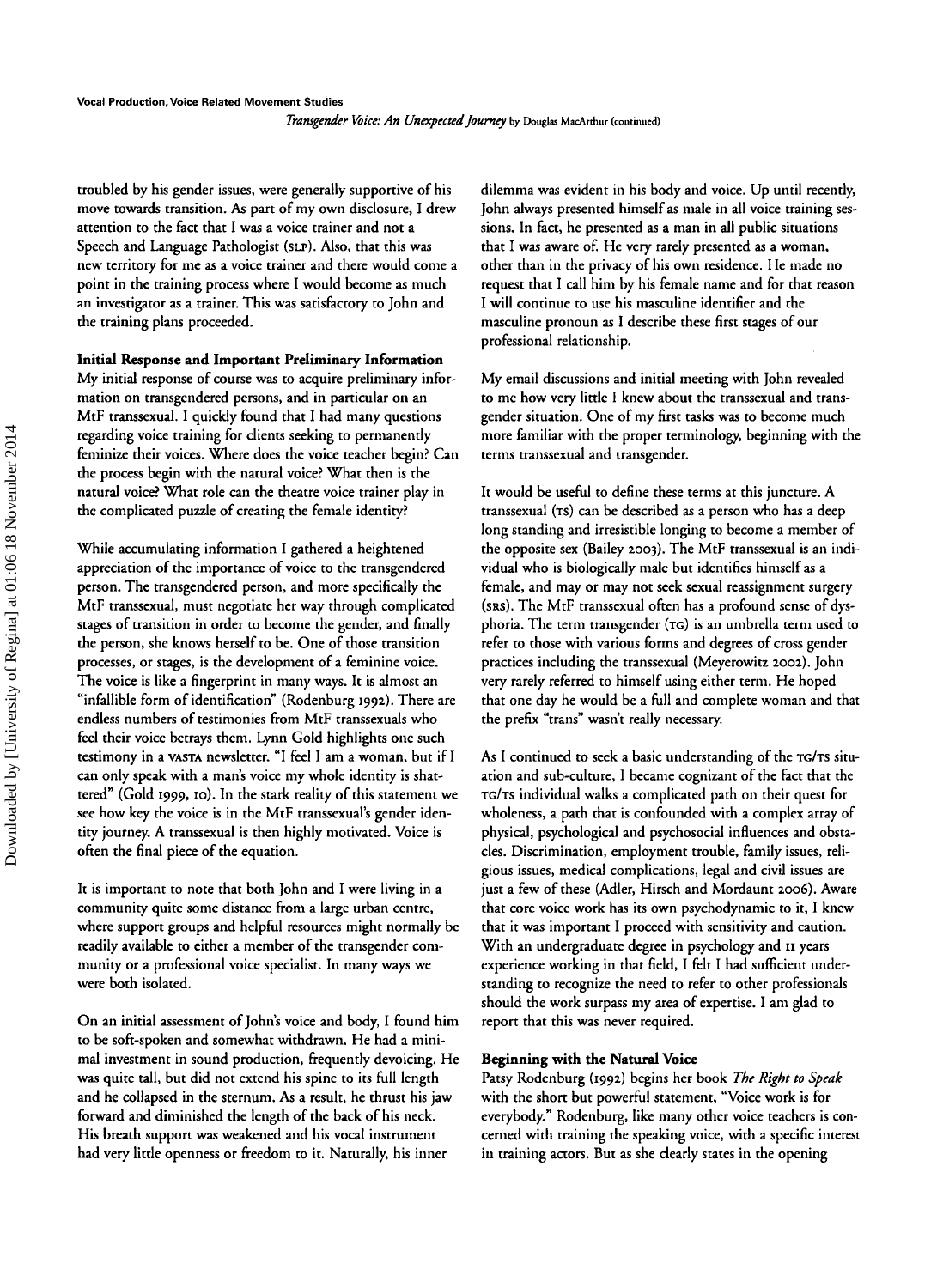troubled by his gender issues, were generally supportive of his move towards transition. As part of my own disclosure, I drew attention to the fact that I was a voice trainer and not a Speech and Language Pathologist (SLP). Also, that this was new territory for me as a voice trainer and there would come a point in the training process where I would become as much an investigator as a trainer. This was satisfactory to John and the training plans proceeded.

**Initial Response and Important Preliminary Information**

My initial response of course was to acquire preliminary information on transgendered persons, and in particular on an MtF transsexual. I quickly found that I had many questions regarding voice training for clients seeking to permanently feminize their voices. Where does the voice teacher begin? Can the process begin with the natural voice? What then is the natural voice? What role can the theatre voice trainer play in the complicated puzzle of creating the female identity?

While accumulating information I gathered a heightened appreciation of the importance of voice to the transgendered person. The transgendered person, and more specifically the MtF transsexual, must negotiate her way through complicated stages of transition in order to become the gender, and finally the person, she knows herself to be. One of those transition processes, or stages, is the development of a feminine voice. The voice is like a fingerprint in many ways. It is almost an "infallible form of identification" (Rodenburg 1992). There are endless numbers of testimonies from MtF transsexuals who feel their voice betrays them. Lynn Gold highlights one such testimony in a VASTA newsletter. "I feel I am a woman, but if I can only speak with a man's voice my whole identity is shattered" (Gold 1999, 10). In the stark reality of this statement we see how key the voice is in the MtF transsexual's gender identity journey. A transsexual is then highly motivated. Voice is often the final piece of the equation.

It is important to note that both John and I were living in a community quite some distance from a large urban centre, where support groups and helpful resources might normally be readily available to either a member of the transgender community or a professional voice specialist. In many ways we were both isolated.

On an initial assessment of John's voice and body, I found him to be soft-spoken and somewhat withdrawn. He had a minimal investment in sound production, frequently devoicing. He was quite tall, but did not extend his spine to its full length and he collapsed in the sternum. As a result, he thrust his jaw forward and diminished the length of the back of his neck. His breath support was weakened and his vocal instrument had very little openness or freedom to it. Naturally, his inner dilemma was evident in his body and voice. Up until recently, John always presented himself as male in all voice training sessions. In fact, he presented as a man in all public situations that I was aware of. He very rarely presented as a woman, other than in the privacy of his own residence. He made no request that I call him by his female name and for that reason I will continue to use his masculine identifier and the masculine pronoun as I describe these first stages of our professional relationship.

My email discussions and initial meeting with John revealed to me how very little I knew about the transsexual and transgender situation. One of my first tasks was to become much more familiar with the proper terminology, beginning with the terms transsexual and transgender.

It would be useful to define these terms at this juncture. A transsexual (TS) can be described as a person who has a deep long standing and irresistible longing to become a member of the opposite sex (Bailey 2003). The MtF transsexual is an individual who is biologically male but identifies himself as a female, and may or may not seek sexual reassignment surgery (SRS). The MtF transsexual often has a profound sense of dysphoria. The term transgender (TG) is an umbrella term used to refer to those with various forms and degrees of cross gender practices including the transsexual (Meyerowitz 2002). John very rarely referred to himself using either term. He hoped that one day he would be a full and complete woman and that the prefix "trans" wasn't really necessary.

As I continued to seek a basic understanding of the TG/TS situation and sub-culture, I became cognizant of the fact that the TG/TS individual walks a complicated path on their quest for wholeness, a path that is confounded with a complex array of physical, psychological and psychosocial influences and obstacles. Discrimination, employment trouble, family issues, religious issues, medical complications, legal and civil issues are just a few of these (Adler, Hirsch and Mordaunt 2006). Aware that core voice work has its own psychodynamic to it, I knew that it was important I proceed with sensitivity and caution. With an undergraduate degree in psychology and 11 years experience working in that field, I felt I had sufficient understanding to recognize the need to refer to other professionals should the work surpass my area of expertise. I am glad to report that this was never required.

**Beginning with the Natural Voice**

Patsy Rodenburg (1992) begins her book *The Right to Speak* with the short but powerful statement, "Voice work is for everybody." Rodenburg, like many other voice teachers is concerned with training the speaking voice, with a specific interest in training actors. But as she clearly states in the opening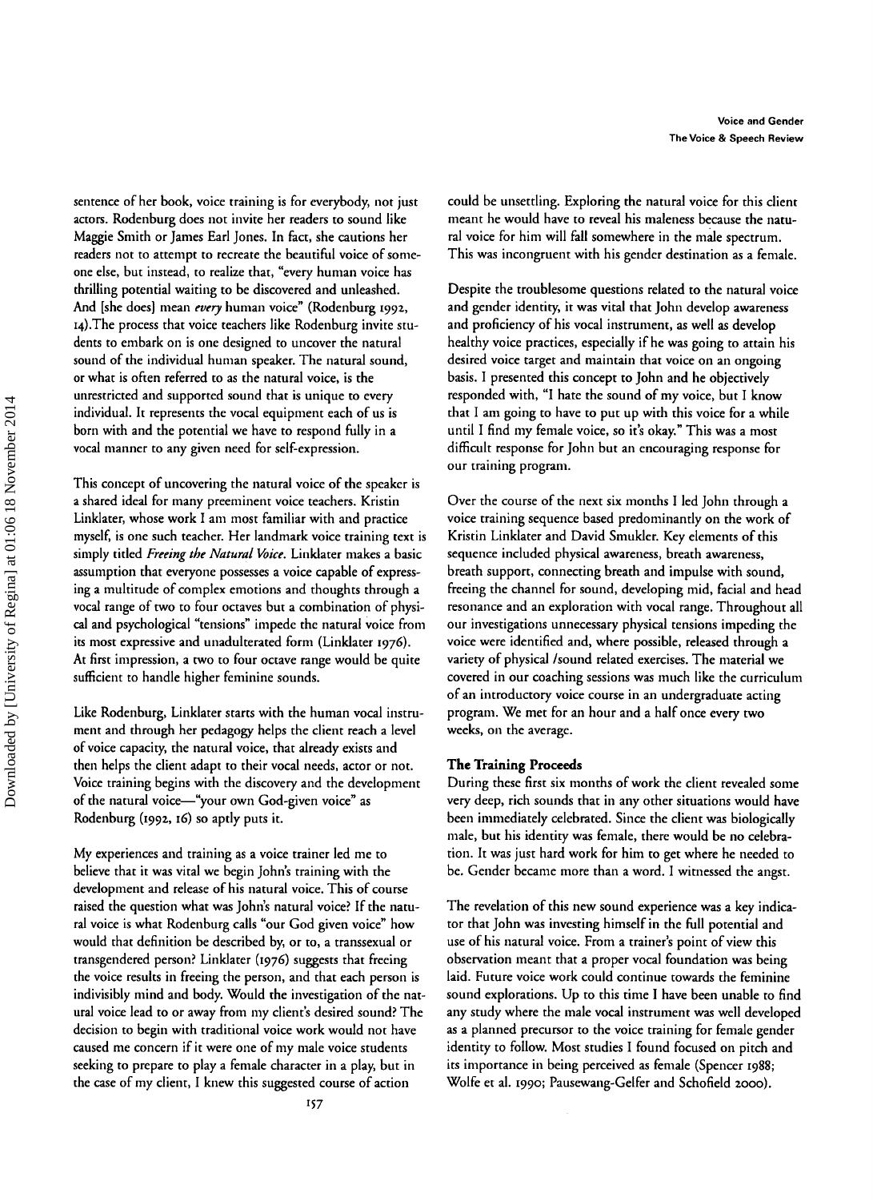sentence of her book, voice training is for everybody, not just actors. Rodenburg does not invite her readers to sound like Maggie Smith or James Earl Jones. In fact, she cautions her readers not to attempt to recreate the beautiful voice of someone else, but instead, to realize that, "every human voice has thrilling potential waiting to be discovered and unleashed. And [she does] mean *every* human voice" (Rodenburg 1992, 14).The process that voice teachers like Rodenburg invite students to embark on is one designed to uncover the natural sound of the individual human speaker. The natural sound, or what is often referred to as the natural voice, is the unrestricted and supported sound that is unique to every individual. It represents the vocal equipment each of us is born with and the potential we have to respond fully in a vocal manner to any given need for self-expression.

This concept of uncovering the natural voice of the speaker is a shared ideal for many preeminent voice teachers. Kristin Linklater, whose work I am most familiar with and practice myself, is one such teacher. Her landmark voice training text is simply titled *Freeing the Natural Voice*. Linklater makes a basic assumption that everyone possesses a voice capable of expressing a multitude of complex emotions and thoughts through a vocal range of two to four octaves but a combination of physical and psychological "tensions" impede the natural voice from its most expressive and unadulterated form (Linklater 1976). At first impression, a two to four octave range would be quite sufficient to handle higher feminine sounds.

Like Rodenburg, Linklater starts with the human vocal instrument and through her pedagogy helps the client reach a level of voice capacity, the natural voice, that already exists and then helps the client adapt to their vocal needs, actor or not. Voice training begins with the discovery and the development of the natural voice—"your own God-given voice" as Rodenburg (1992, 16) so aptly puts it.

My experiences and training as a voice trainer led me to believe that it was vital we begin John's training with the development and release of his natural voice. This of course raised the question what was John's natural voice? If the natural voice is what Rodenburg calls "our God given voice" how would that definition be described by, or to, a transsexual or transgendered person? Linklater (1976) suggests that freeing the voice results in freeing the person, and that each person is indivisibly mind and body. Would the investigation of the natural voice lead to or away from my client's desired sound? The decision to begin with traditional voice work would not have caused me concern if it were one of my male voice students seeking to prepare to play a female character in a play, but in the case of my client, I knew this suggested course of action could be unsettling. Exploring the natural voice for this client meant he would have to reveal his maleness because the natural voice for him will fall somewhere in the male spectrum. This was incongruent with his gender destination as a female.

Despite the troublesome questions related to the natural voice and gender identity, it was vital that John develop awareness and proficiency of his vocal instrument, as well as develop healthy voice practices, especially if he was going to attain his desired voice target and maintain that voice on an ongoing basis. I presented this concept to John and he objectively responded with, "I hate the sound of my voice, but I know that I am going to have to put up with this voice for a while until I find my female voice, so it's okay." This was a most difficult response for John but an encouraging response for our training program.

Over the course of the next six months I led John through a voice training sequence based predominantly on the work of Kristin Linklater and David Smukler. Key elements of this sequence included physical awareness, breath awareness, breath support, connecting breath and impulse with sound, freeing the channel for sound, developing mid, facial and head resonance and an exploration with vocal range. Throughout all our investigations unnecessary physical tensions impeding the voice were identified and, where possible, released through a variety of physical /sound related exercises. The material we covered in our coaching sessions was much like the curriculum of an introductory voice course in an undergraduate acting program. We met for an hour and a half once every two weeks, on the average.

### The Training Proceeds

During these first six months of work the client revealed some very deep, rich sounds that in any other situations would have been immediately celebrated. Since the client was biologically male, but his identity was female, there would be no celebration. It was just hard work for him to get where he needed to be. Gender became more than a word. I witnessed the angst.

The revelation of this new sound experience was a key indicator that John was investing himself in the full potential and use of his natural voice. From a trainer's point of view this observation meant that a proper vocal foundation was being laid. Future voice work could continue towards the feminine sound explorations. Up to this time I have been unable to find any study where the male vocal instrument was well developed as a planned precursor to the voice training for female gender identity to follow. Most studies I found focused on pitch and its importance in being perceived as female (Spencer 1988; Wolfe et al. 1990; Pausewang-Gelfer and Schofield 2000).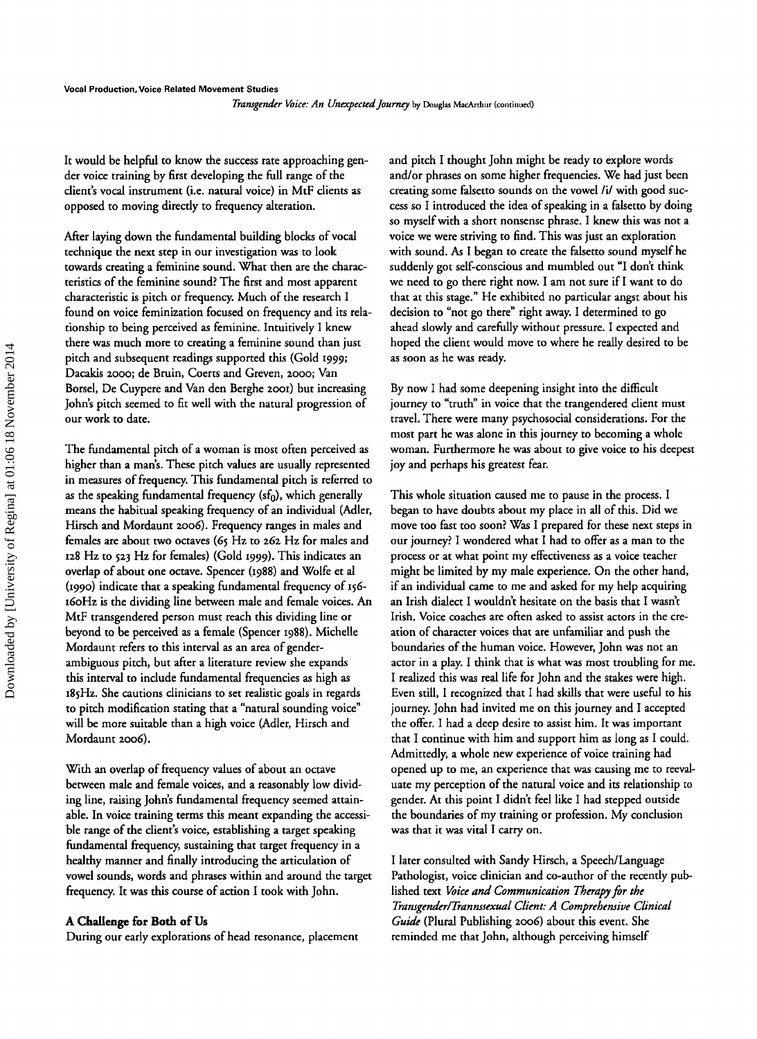It would be helpful to know the success rate approaching gender voice training by first developing the full range of the client's vocal instrument (i.e. natural voice) in MtF clients as opposed to moving directly to frequency alteration.

After laying down the fundamental building blocks of vocal technique the next step in our investigation was to look towards creating a feminine sound. What then are the characteristics of the feminine sound? The first and most apparent characteristic is pitch or frequency. Much of the research I found on voice feminization focused on frequency and its relationship to being perceived as feminine. Intuitively I knew there was much more to creating a feminine sound than just pitch and subsequent readings supported this (Gold 1999; Dacakis 2000; de Bruin, Coerts and Greven, 2000; Van Borsel, De Cuypere and Van den Berghe 2001) but increasing John's pitch seemed to fit well with the natural progression of our work to date.

The fundamental pitch of a woman is most often perceived as higher than a man's. These pitch values are usually represented in measures of frequency. This fundamental pitch is referred to as the speaking fundamental frequency ($sf_0$), which generally means the habitual speaking frequency of an individual (Adler, Hirsch and Mordaunt 2006). Frequency ranges in males and females are about two octaves (65 Hz to 262 Hz for males and 128 Hz to 523 Hz for females) (Gold 1999). This indicates an overlap of about one octave. Spencer (1988) and Wolfe et al (1990) indicate that a speaking fundamental frequency of 156-160Hz is the dividing line between male and female voices. An MtF transgendered person must reach this dividing line or beyond to be perceived as a female (Spencer 1988). Michelle Mordaunt refers to this interval as an area of gender-ambiguous pitch, but after a literature review she expands this interval to include fundamental frequencies as high as 185Hz. She cautions clinicians to set realistic goals in regards to pitch modification stating that a "natural sounding voice" will be more suitable than a high voice (Adler, Hirsch and Mordaunt 2006).

With an overlap of frequency values of about an octave between male and female voices, and a reasonably low dividing line, raising John's fundamental frequency seemed attainable. In voice training terms this meant expanding the accessible range of the client's voice, establishing a target speaking fundamental frequency, sustaining that target frequency in a healthy manner and finally introducing the articulation of vowel sounds, words and phrases within and around the target frequency. It was this course of action I took with John.

## A Challenge for Both of Us

During our early explorations of head resonance, placement and pitch I thought John might be ready to explore words and/or phrases on some higher frequencies. We had just been creating some falsetto sounds on the vowel /i/ with good success so I introduced the idea of speaking in a falsetto by doing so myself with a short nonsense phrase. I knew this was not a voice we were striving to find. This was just an exploration with sound. As I began to create the falsetto sound myself he suddenly got self-conscious and mumbled out "I don't think we need to go there right now. I am not sure if I want to do that at this stage." He exhibited no particular angst about his decision to "not go there" right away. I determined to go ahead slowly and carefully without pressure. I expected and hoped the client would move to where he really desired to be as soon as he was ready.

By now I had some deepening insight into the difficult journey to "truth" in voice that the trangendered client must travel. There were many psychosocial considerations. For the most part he was alone in this journey to becoming a whole woman. Furthermore he was about to give voice to his deepest joy and perhaps his greatest fear.

This whole situation caused me to pause in the process. I began to have doubts about my place in all of this. Did we move too fast too soon? Was I prepared for these next steps in our journey? I wondered what I had to offer as a man to the process or at what point my effectiveness as a voice teacher might be limited by my male experience. On the other hand, if an individual came to me and asked for my help acquiring an Irish dialect I wouldn't hesitate on the basis that I wasn't Irish. Voice coaches are often asked to assist actors in the creation of character voices that are unfamiliar and push the boundaries of the human voice. However, John was not an actor in a play. I think that is what was most troubling for me. I realized this was real life for John and the stakes were high. Even still, I recognized that I had skills that were useful to his journey. John had invited me on this journey and I accepted the offer. I had a deep desire to assist him. It was important that I continue with him and support him as long as I could. Admittedly, a whole new experience of voice training had opened up to me, an experience that was causing me to reevaluate my perception of the natural voice and its relationship to gender. At this point I didn't feel like I had stepped outside the boundaries of my training or profession. My conclusion was that it was vital I carry on.

I later consulted with Sandy Hirsch, a Speech/Language Pathologist, voice clinician and co-author of the recently published text *Voice and Communication Therapy for the Transgender/Trannssexual Client: A Comprehensive Clinical Guide* (Plural Publishing 2006) about this event. She reminded me that John, although perceiving himself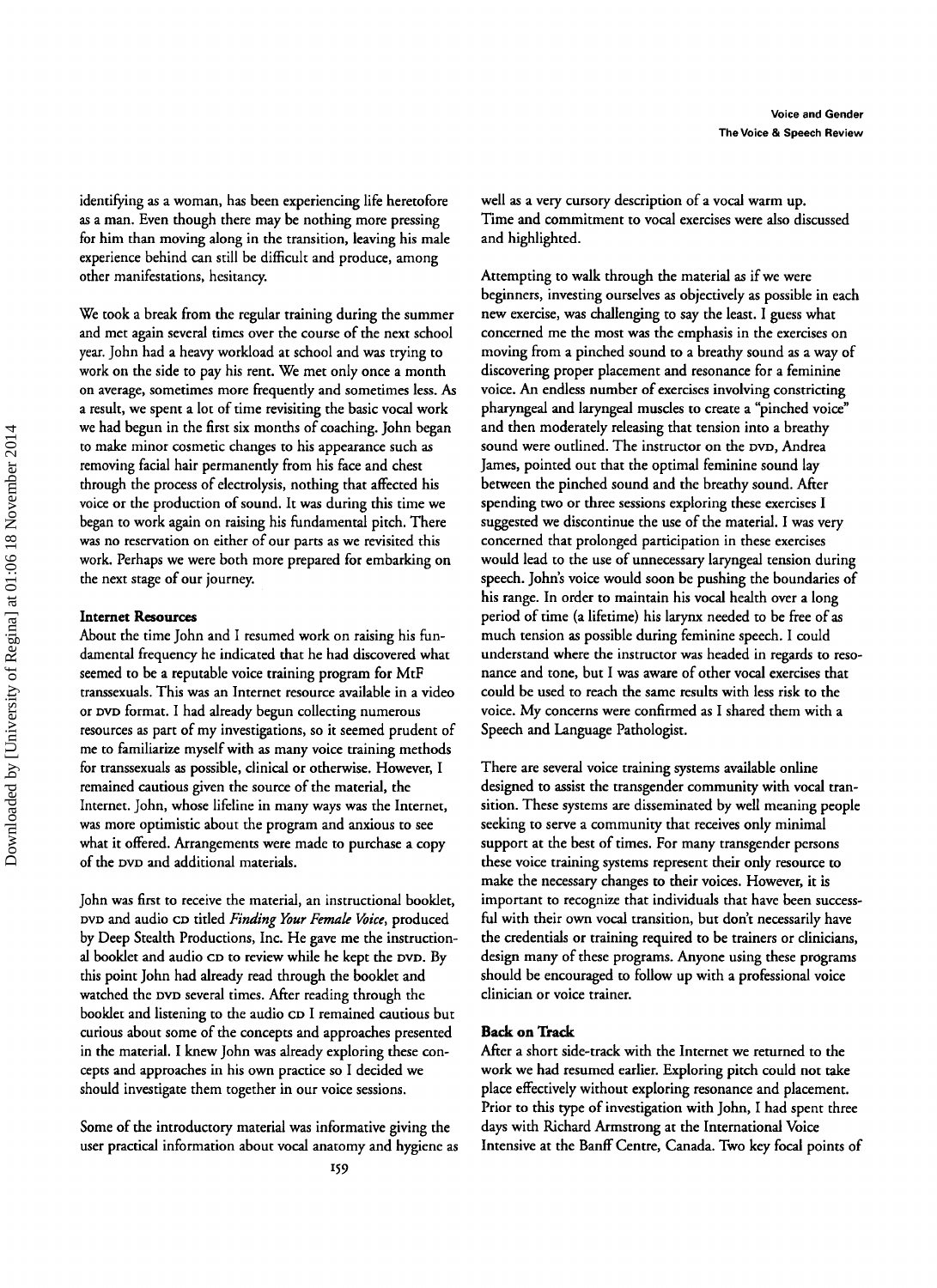identifying as a woman, has been experiencing life heretofore as a man. Even though there may be nothing more pressing for him than moving along in the transition, leaving his male experience behind can still be difficult and produce, among other manifestations, hesitancy.

We took a break from the regular training during the summer and met again several times over the course of the next school year. John had a heavy workload at school and was trying to work on the side to pay his rent. We met only once a month on average, sometimes more frequently and sometimes less. As a result, we spent a lot of time revisiting the basic vocal work we had begun in the first six months of coaching. John began to make minor cosmetic changes to his appearance such as removing facial hair permanently from his face and chest through the process of electrolysis, nothing that affected his voice or the production of sound. It was during this time we began to work again on raising his fundamental pitch. There was no reservation on either of our parts as we revisited this work. Perhaps we were both more prepared for embarking on the next stage of our journey.

**Internet Resources**

About the time John and I resumed work on raising his fundamental frequency he indicated that he had discovered what seemed to be a reputable voice training program for MtF transsexuals. This was an Internet resource available in a video or DVD format. I had already begun collecting numerous resources as part of my investigations, so it seemed prudent of me to familiarize myself with as many voice training methods for transsexuals as possible, clinical or otherwise. However, I remained cautious given the source of the material, the Internet. John, whose lifeline in many ways was the Internet, was more optimistic about the program and anxious to see what it offered. Arrangements were made to purchase a copy of the DVD and additional materials.

John was first to receive the material, an instructional booklet, DVD and audio CD titled *Finding Your Female Voice*, produced by Deep Stealth Productions, Inc. He gave me the instructional booklet and audio CD to review while he kept the DVD. By this point John had already read through the booklet and watched the DVD several times. After reading through the booklet and listening to the audio CD I remained cautious but curious about some of the concepts and approaches presented in the material. I knew John was already exploring these concepts and approaches in his own practice so I decided we should investigate them together in our voice sessions.

Some of the introductory material was informative giving the user practical information about vocal anatomy and hygiene as well as a very cursory description of a vocal warm up. Time and commitment to vocal exercises were also discussed and highlighted.

Attempting to walk through the material as if we were beginners, investing ourselves as objectively as possible in each new exercise, was challenging to say the least. I guess what concerned me the most was the emphasis in the exercises on moving from a pinched sound to a breathy sound as a way of discovering proper placement and resonance for a feminine voice. An endless number of exercises involving constricting pharyngeal and laryngeal muscles to create a "pinched voice" and then moderately releasing that tension into a breathy sound were outlined. The instructor on the DVD, Andrea James, pointed out that the optimal feminine sound lay between the pinched sound and the breathy sound. After spending two or three sessions exploring these exercises I suggested we discontinue the use of the material. I was very concerned that prolonged participation in these exercises would lead to the use of unnecessary laryngeal tension during speech. John's voice would soon be pushing the boundaries of his range. In order to maintain his vocal health over a long period of time (a lifetime) his larynx needed to be free of as much tension as possible during feminine speech. I could understand where the instructor was headed in regards to resonance and tone, but I was aware of other vocal exercises that could be used to reach the same results with less risk to the voice. My concerns were confirmed as I shared them with a Speech and Language Pathologist.

There are several voice training systems available online designed to assist the transgender community with vocal transition. These systems are disseminated by well meaning people seeking to serve a community that receives only minimal support at the best of times. For many transgender persons these voice training systems represent their only resource to make the necessary changes to their voices. However, it is important to recognize that individuals that have been successful with their own vocal transition, but don't necessarily have the credentials or training required to be trainers or clinicians, design many of these programs. Anyone using these programs should be encouraged to follow up with a professional voice clinician or voice trainer.

**Back on Track**

After a short side-track with the Internet we returned to the work we had resumed earlier. Exploring pitch could not take place effectively without exploring resonance and placement. Prior to this type of investigation with John, I had spent three days with Richard Armstrong at the International Voice Intensive at the Banff Centre, Canada. Two key focal points of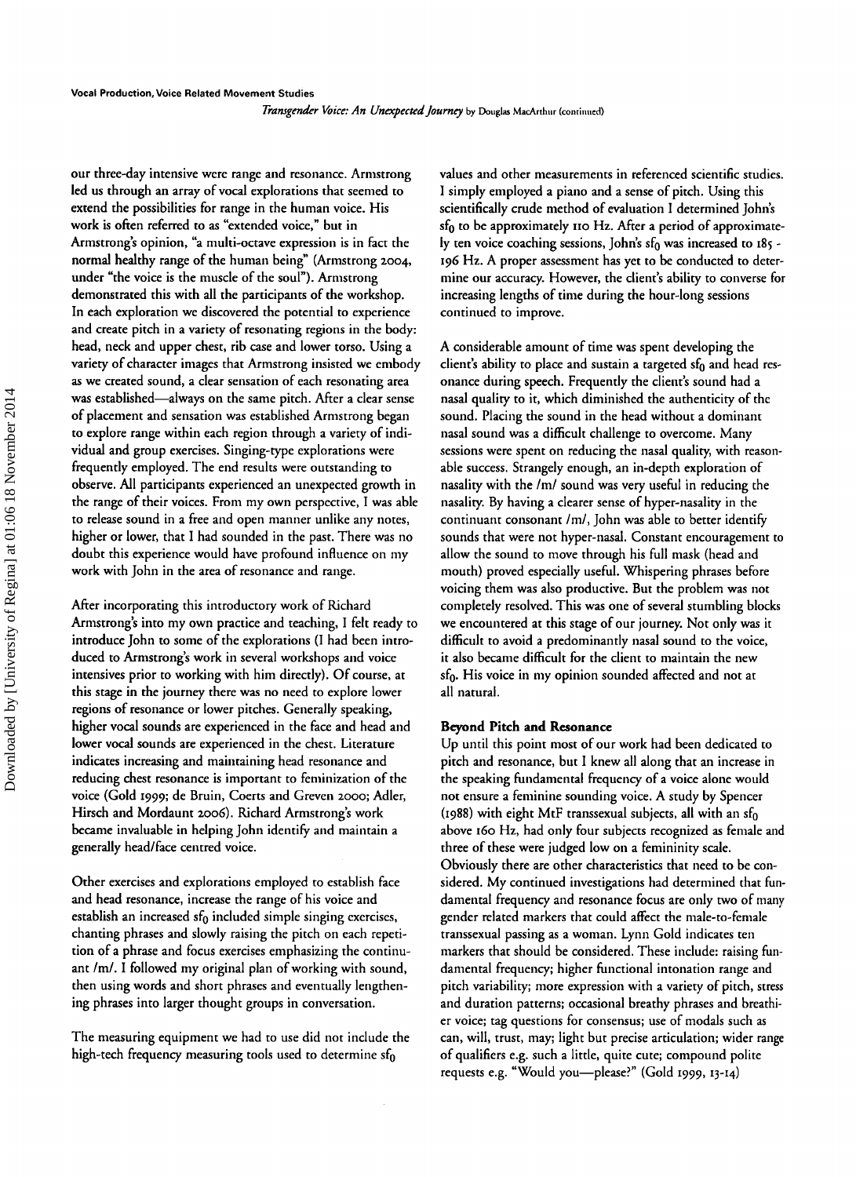our three-day intensive were range and resonance. Armstrong led us through an array of vocal explorations that seemed to extend the possibilities for range in the human voice. His work is often referred to as "extended voice," but in Armstrong's opinion, "a multi-octave expression is in fact the normal healthy range of the human being" (Armstrong 2004, under "the voice is the muscle of the soul"). Armstrong demonstrated this with all the participants of the workshop. In each exploration we discovered the potential to experience and create pitch in a variety of resonating regions in the body: head, neck and upper chest, rib case and lower torso. Using a variety of character images that Armstrong insisted we embody as we created sound, a clear sensation of each resonating area was established—always on the same pitch. After a clear sense of placement and sensation was established Armstrong began to explore range within each region through a variety of individual and group exercises. Singing-type explorations were frequently employed. The end results were outstanding to observe. All participants experienced an unexpected growth in the range of their voices. From my own perspective, I was able to release sound in a free and open manner unlike any notes, higher or lower, that I had sounded in the past. There was no doubt this experience would have profound influence on my work with John in the area of resonance and range.

After incorporating this introductory work of Richard Armstrong's into my own practice and teaching, I felt ready to introduce John to some of the explorations (I had been introduced to Armstrong's work in several workshops and voice intensives prior to working with him directly). Of course, at this stage in the journey there was no need to explore lower regions of resonance or lower pitches. Generally speaking, higher vocal sounds are experienced in the face and head and lower vocal sounds are experienced in the chest. Literature indicates increasing and maintaining head resonance and reducing chest resonance is important to feminization of the voice (Gold 1999; de Bruin, Coerts and Greven 2000; Adler, Hirsch and Mordaunt 2006). Richard Armstrong's work became invaluable in helping John identify and maintain a generally head/face centred voice.

Other exercises and explorations employed to establish face and head resonance, increase the range of his voice and establish an increased $sf_0$ included simple singing exercises, chanting phrases and slowly raising the pitch on each repetition of a phrase and focus exercises emphasizing the continuant /m/. I followed my original plan of working with sound, then using words and short phrases and eventually lengthening phrases into larger thought groups in conversation.

The measuring equipment we had to use did not include the high-tech frequency measuring tools used to determine $sf_0$ values and other measurements in referenced scientific studies. I simply employed a piano and a sense of pitch. Using this scientifically crude method of evaluation I determined John's $sf_0$ to be approximately 110 Hz. After a period of approximately ten voice coaching sessions, John's $sf_0$ was increased to 185 - 196 Hz. A proper assessment has yet to be conducted to determine our accuracy. However, the client's ability to converse for increasing lengths of time during the hour-long sessions continued to improve.

A considerable amount of time was spent developing the client's ability to place and sustain a targeted $sf_0$ and head resonance during speech. Frequently the client's sound had a nasal quality to it, which diminished the authenticity of the sound. Placing the sound in the head without a dominant nasal sound was a difficult challenge to overcome. Many sessions were spent on reducing the nasal quality, with reasonable success. Strangely enough, an in-depth exploration of nasality with the /m/ sound was very useful in reducing the nasality. By having a clearer sense of hyper-nasality in the continuant consonant /m/, John was able to better identify sounds that were not hyper-nasal. Constant encouragement to allow the sound to move through his full mask (head and mouth) proved especially useful. Whispering phrases before voicing them was also productive. But the problem was not completely resolved. This was one of several stumbling blocks we encountered at this stage of our journey. Not only was it difficult to avoid a predominantly nasal sound to the voice, it also became difficult for the client to maintain the new $sf_0$. His voice in my opinion sounded affected and not at all natural.

**Beyond Pitch and Resonance**

Up until this point most of our work had been dedicated to pitch and resonance, but I knew all along that an increase in the speaking fundamental frequency of a voice alone would not ensure a feminine sounding voice. A study by Spencer (1988) with eight MtF transsexual subjects, all with an $sf_0$ above 160 Hz, had only four subjects recognized as female and three of these were judged low on a femininity scale. Obviously there are other characteristics that need to be considered. My continued investigations had determined that fundamental frequency and resonance focus are only two of many gender related markers that could affect the male-to-female transsexual passing as a woman. Lynn Gold indicates ten markers that should be considered. These include: raising fundamental frequency; higher functional intonation range and pitch variability; more expression with a variety of pitch, stress and duration patterns; occasional breathy phrases and breathier voice; tag questions for consensus; use of modals such as can, will, trust, may; light but precise articulation; wider range of qualifiers e.g. such a little, quite cute; compound polite requests e.g. "Would you—please?" (Gold 1999, 13-14)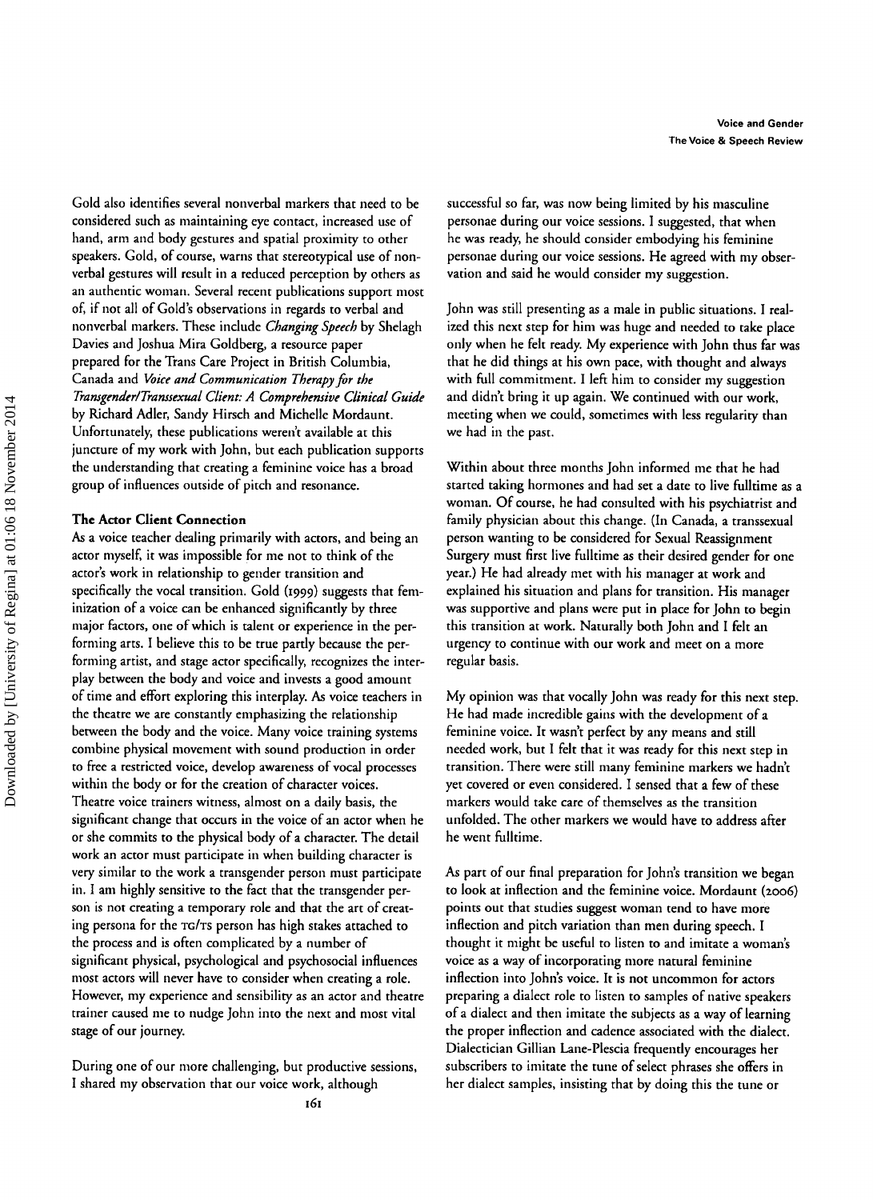Gold also identifies several nonverbal markers that need to be considered such as maintaining eye contact, increased use of hand, arm and body gestures and spatial proximity to other speakers. Gold, of course, warns that stereotypical use of nonverbal gestures will result in a reduced perception by others as an authentic woman. Several recent publications support most of, if not all of Gold's observations in regards to verbal and nonverbal markers. These include *Changing Speech* by Shelagh Davies and Joshua Mira Goldberg, a resource paper prepared for the Trans Care Project in British Columbia, Canada and *Voice and Communication Therapy for the Transgender/Transsexual Client: A Comprehensive Clinical Guide* by Richard Adler, Sandy Hirsch and Michelle Mordaunt. Unfortunately, these publications weren't available at this juncture of my work with John, but each publication supports the understanding that creating a feminine voice has a broad group of influences outside of pitch and resonance.

### The Actor Client Connection

As a voice teacher dealing primarily with actors, and being an actor myself, it was impossible for me not to think of the actor's work in relationship to gender transition and specifically the vocal transition. Gold (1999) suggests that feminization of a voice can be enhanced significantly by three major factors, one of which is talent or experience in the performing arts. I believe this to be true partly because the performing artist, and stage actor specifically, recognizes the interplay between the body and voice and invests a good amount of time and effort exploring this interplay. As voice teachers in the theatre we are constantly emphasizing the relationship between the body and the voice. Many voice training systems combine physical movement with sound production in order to free a restricted voice, develop awareness of vocal processes within the body or for the creation of character voices. Theatre voice trainers witness, almost on a daily basis, the significant change that occurs in the voice of an actor when he or she commits to the physical body of a character. The detail work an actor must participate in when building character is very similar to the work a transgender person must participate in. I am highly sensitive to the fact that the transgender person is not creating a temporary role and that the art of creating persona for the TG/TS person has high stakes attached to the process and is often complicated by a number of significant physical, psychological and psychosocial influences most actors will never have to consider when creating a role. However, my experience and sensibility as an actor and theatre trainer caused me to nudge John into the next and most vital stage of our journey.

During one of our more challenging, but productive sessions, I shared my observation that our voice work, although successful so far, was now being limited by his masculine personae during our voice sessions. I suggested, that when he was ready, he should consider embodying his feminine personae during our voice sessions. He agreed with my observation and said he would consider my suggestion.

John was still presenting as a male in public situations. I realized this next step for him was huge and needed to take place only when he felt ready. My experience with John thus far was that he did things at his own pace, with thought and always with full commitment. I left him to consider my suggestion and didn't bring it up again. We continued with our work, meeting when we could, sometimes with less regularity than we had in the past.

Within about three months John informed me that he had started taking hormones and had set a date to live fulltime as a woman. Of course, he had consulted with his psychiatrist and family physician about this change. (In Canada, a transsexual person wanting to be considered for Sexual Reassignment Surgery must first live fulltime as their desired gender for one year.) He had already met with his manager at work and explained his situation and plans for transition. His manager was supportive and plans were put in place for John to begin this transition at work. Naturally both John and I felt an urgency to continue with our work and meet on a more regular basis.

My opinion was that vocally John was ready for this next step. He had made incredible gains with the development of a feminine voice. It wasn't perfect by any means and still needed work, but I felt that it was ready for this next step in transition. There were still many feminine markers we hadn't yet covered or even considered. I sensed that a few of these markers would take care of themselves as the transition unfolded. The other markers we would have to address after he went fulltime.

As part of our final preparation for John's transition we began to look at inflection and the feminine voice. Mordaunt (2006) points out that studies suggest woman tend to have more inflection and pitch variation than men during speech. I thought it might be useful to listen to and imitate a woman's voice as a way of incorporating more natural feminine inflection into John's voice. It is not uncommon for actors preparing a dialect role to listen to samples of native speakers of a dialect and then imitate the subjects as a way of learning the proper inflection and cadence associated with the dialect. Dialectician Gillian Lane-Plescia frequently encourages her subscribers to imitate the tune of select phrases she offers in her dialect samples, insisting that by doing this the tune or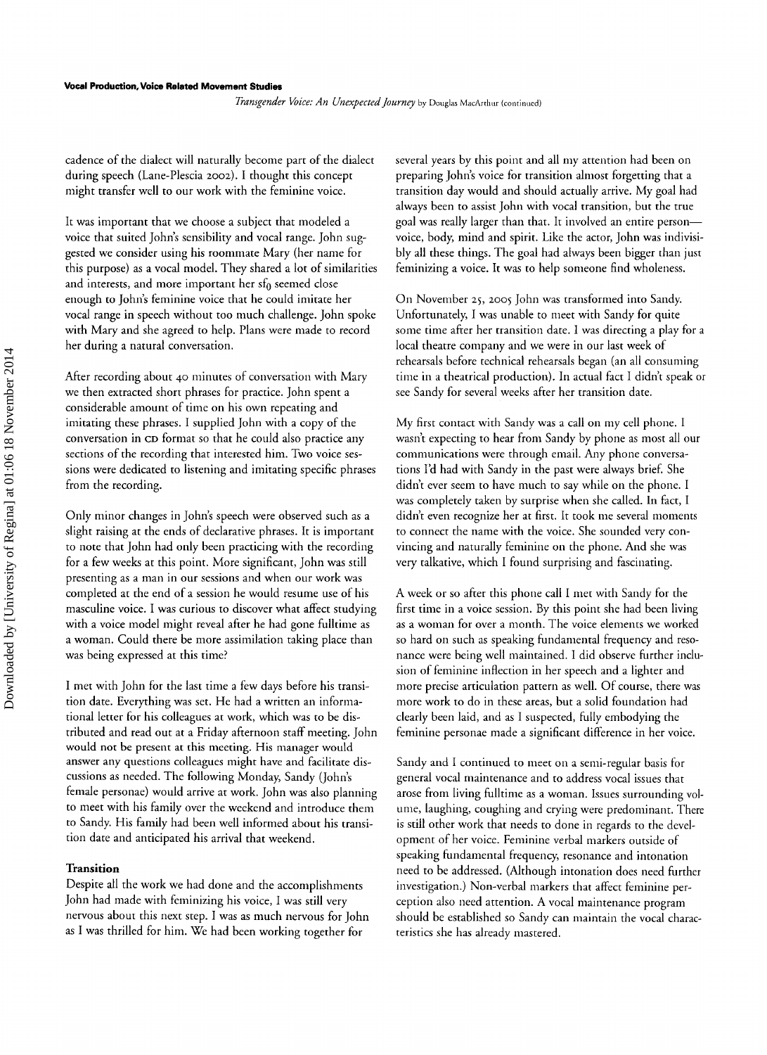cadence of the dialect will naturally become part of the dialect during speech (Lane-Plescia 2002). I thought this concept might transfer well to our work with the feminine voice.

It was important that we choose a subject that modeled a voice that suited John's sensibility and vocal range. John suggested we consider using his roommate Mary (her name for this purpose) as a vocal model. They shared a lot of similarities and interests, and more important her $sf_0$ seemed close enough to John's feminine voice that he could imitate her vocal range in speech without too much challenge. John spoke with Mary and she agreed to help. Plans were made to record her during a natural conversation.

After recording about 40 minutes of conversation with Mary we then extracted short phrases for practice. John spent a considerable amount of time on his own repeating and imitating these phrases. I supplied John with a copy of the conversation in CD format so that he could also practice any sections of the recording that interested him. Two voice sessions were dedicated to listening and imitating specific phrases from the recording.

Only minor changes in John's speech were observed such as a slight raising at the ends of declarative phrases. It is important to note that John had only been practicing with the recording for a few weeks at this point. More significant, John was still presenting as a man in our sessions and when our work was completed at the end of a session he would resume use of his masculine voice. I was curious to discover what affect studying with a voice model might reveal after he had gone fulltime as a woman. Could there be more assimilation taking place than was being expressed at this time?

I met with John for the last time a few days before his transition date. Everything was set. He had a written an informational letter for his colleagues at work, which was to be distributed and read out at a Friday afternoon staff meeting. John would not be present at this meeting. His manager would answer any questions colleagues might have and facilitate discussions as needed. The following Monday, Sandy (John's female personae) would arrive at work. John was also planning to meet with his family over the weekend and introduce them to Sandy. His family had been well informed about his transition date and anticipated his arrival that weekend.

### Transition

Despite all the work we had done and the accomplishments John had made with feminizing his voice, I was still very nervous about this next step. I was as much nervous for John as I was thrilled for him. We had been working together for several years by this point and all my attention had been on preparing John's voice for transition almost forgetting that a transition day would and should actually arrive. My goal had always been to assist John with vocal transition, but the true goal was really larger than that. It involved an entire person—voice, body, mind and spirit. Like the actor, John was indivisibly all these things. The goal had always been bigger than just feminizing a voice. It was to help someone find wholeness.

On November 25, 2005 John was transformed into Sandy. Unfortunately, I was unable to meet with Sandy for quite some time after her transition date. I was directing a play for a local theatre company and we were in our last week of rehearsals before technical rehearsals began (an all consuming time in a theatrical production). In actual fact I didn't speak or see Sandy for several weeks after her transition date.

My first contact with Sandy was a call on my cell phone. I wasn't expecting to hear from Sandy by phone as most all our communications were through email. Any phone conversations I'd had with Sandy in the past were always brief. She didn't ever seem to have much to say while on the phone. I was completely taken by surprise when she called. In fact, I didn't even recognize her at first. It took me several moments to connect the name with the voice. She sounded very convincing and naturally feminine on the phone. And she was very talkative, which I found surprising and fascinating.

A week or so after this phone call I met with Sandy for the first time in a voice session. By this point she had been living as a woman for over a month. The voice elements we worked so hard on such as speaking fundamental frequency and resonance were being well maintained. I did observe further inclusion of feminine inflection in her speech and a lighter and more precise articulation pattern as well. Of course, there was more work to do in these areas, but a solid foundation had clearly been laid, and as I suspected, fully embodying the feminine personae made a significant difference in her voice.

Sandy and I continued to meet on a semi-regular basis for general vocal maintenance and to address vocal issues that arose from living fulltime as a woman. Issues surrounding volume, laughing, coughing and crying were predominant. There is still other work that needs to done in regards to the development of her voice. Feminine verbal markers outside of speaking fundamental frequency, resonance and intonation need to be addressed. (Although intonation does need further investigation.) Non-verbal markers that affect feminine perception also need attention. A vocal maintenance program should be established so Sandy can maintain the vocal characteristics she has already mastered.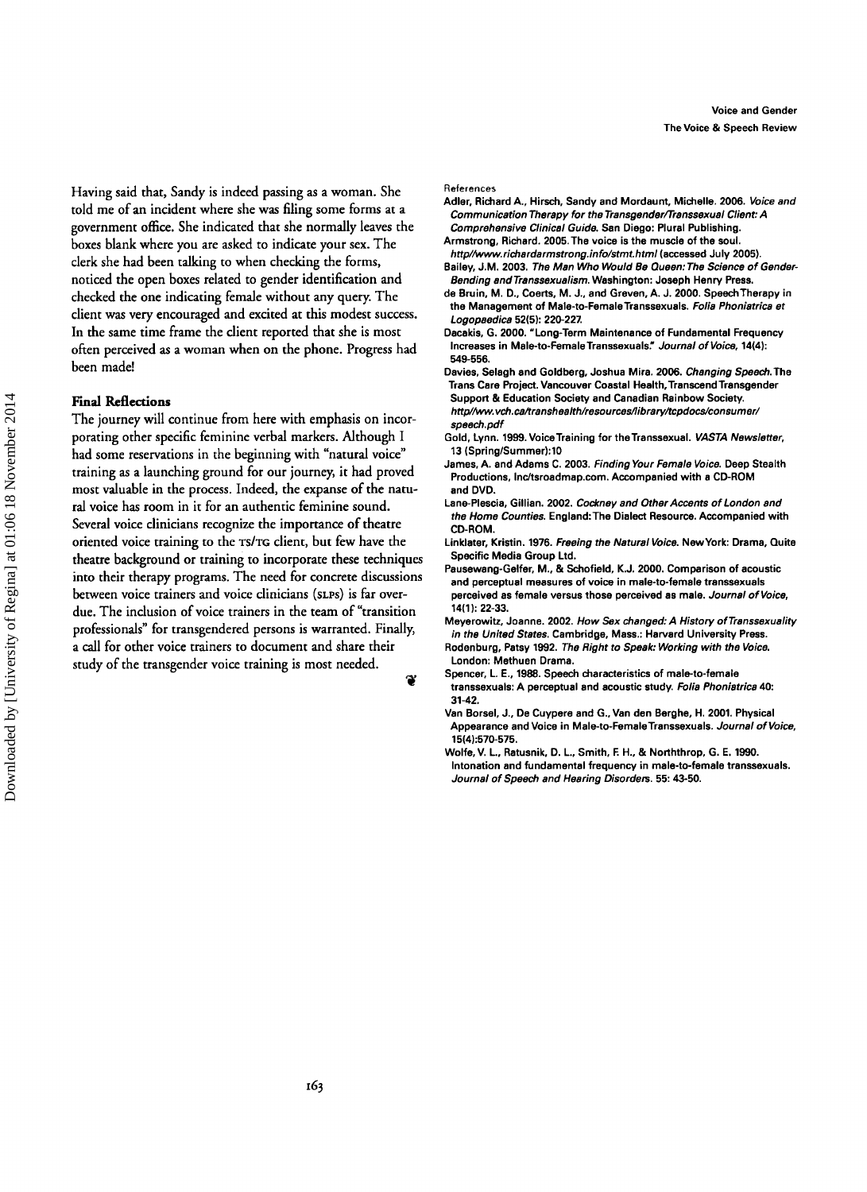Having said that, Sandy is indeed passing as a woman. She told me of an incident where she was filing some forms at a government office. She indicated that she normally leaves the boxes blank where you are asked to indicate your sex. The clerk she had been talking to when checking the forms, noticed the open boxes related to gender identification and checked the one indicating female without any query. The client was very encouraged and excited at this modest success. In the same time frame the client reported that she is most often perceived as a woman when on the phone. Progress had been made!

## Final Reflections

The journey will continue from here with emphasis on incorporating other specific feminine verbal markers. Although I had some reservations in the beginning with "natural voice" training as a launching ground for our journey, it had proved most valuable in the process. Indeed, the expanse of the natural voice has room in it for an authentic feminine sound. Several voice clinicians recognize the importance of theatre oriented voice training to the TS/TG client, but few have the theatre background or training to incorporate these techniques into their therapy programs. The need for concrete discussions between voice trainers and voice clinicians (SLPs) is far overdue. The inclusion of voice trainers in the team of "transition professionals" for transgendered persons is warranted. Finally, a call for other voice trainers to document and share their study of the transgender voice training is most needed.

### References

Adler, Richard A., Hirsch, Sandy and Mordaunt, Michelle. 2006. *Voice and Communication Therapy for the Transgender/Transsexual Client: A Comprehensive Clinical Guide.* San Diego: Plural Publishing.

Armstrong, Richard. 2005. The voice is the muscle of the soul. *http//www.richardarmstrong.info/stmt.html* (accessed July 2005).

Bailey, J.M. 2003. *The Man Who Would Be Queen: The Science of Gender-Bending and Transsexualism.* Washington: Joseph Henry Press.

de Bruin, M. D., Coerts, M. J., and Greven, A. J. 2000. Speech Therapy in the Management of Male-to-Female Transsexuals. *Folia Phoniatrica et Logopaedica* 52(5): 220-227.

Dacakis, G. 2000. "Long-Term Maintenance of Fundamental Frequency Increases in Male-to-Female Transsexuals." *Journal of Voice,* 14(4): 549-556.

Davies, Selagh and Goldberg, Joshua Mira. 2006. *Changing Speech.* The Trans Care Project. Vancouver Coastal Health, Transcend Transgender Support & Education Society and Canadian Rainbow Society. *http//ww.vch.ca/transhealth/resources/library/tcpdocs/consumer/speech.pdf*

Gold, Lynn. 1999. Voice Training for the Transsexual. *VASTA Newsletter,* 13 (Spring/Summer):10

James, A. and Adams C. 2003. *Finding Your Female Voice.* Deep Stealth Productions, Inc/tsroadmap.com. Accompanied with a CD-ROM and DVD.

Lane-Plescia, Gillian. 2002. *Cockney and Other Accents of London and the Home Counties.* England: The Dialect Resource. Accompanied with CD-ROM.

Linklater, Kristin. 1976. *Freeing the Natural Voice.* New York: Drama, Quite Specific Media Group Ltd.

Pausewang-Gelfer, M., & Schofield, K.J. 2000. Comparison of acoustic and perceptual measures of voice in male-to-female transsexuals perceived as female versus those perceived as male. *Journal of Voice,* 14(1): 22-33.

Meyerowitz, Joanne. 2002. *How Sex changed: A History of Transsexuality in the United States.* Cambridge, Mass.: Harvard University Press.

Rodenburg, Patsy 1992. *The Right to Speak: Working with the Voice.* London: Methuen Drama.

Spencer, L. E., 1988. Speech characteristics of male-to-female transsexuals: A perceptual and acoustic study. *Folia Phoniatrica* 40: 31-42.

Van Borsel, J., De Cuypere and G., Van den Berghe, H. 2001. Physical Appearance and Voice in Male-to-Female Transsexuals. *Journal of Voice,* 15(4):570-575.

Wolfe, V. L., Ratusnik, D. L., Smith, F. H., & Norththrop, G. E. 1990. Intonation and fundamental frequency in male-to-female transsexuals. *Journal of Speech and Hearing Disorders.* 55: 43-50.